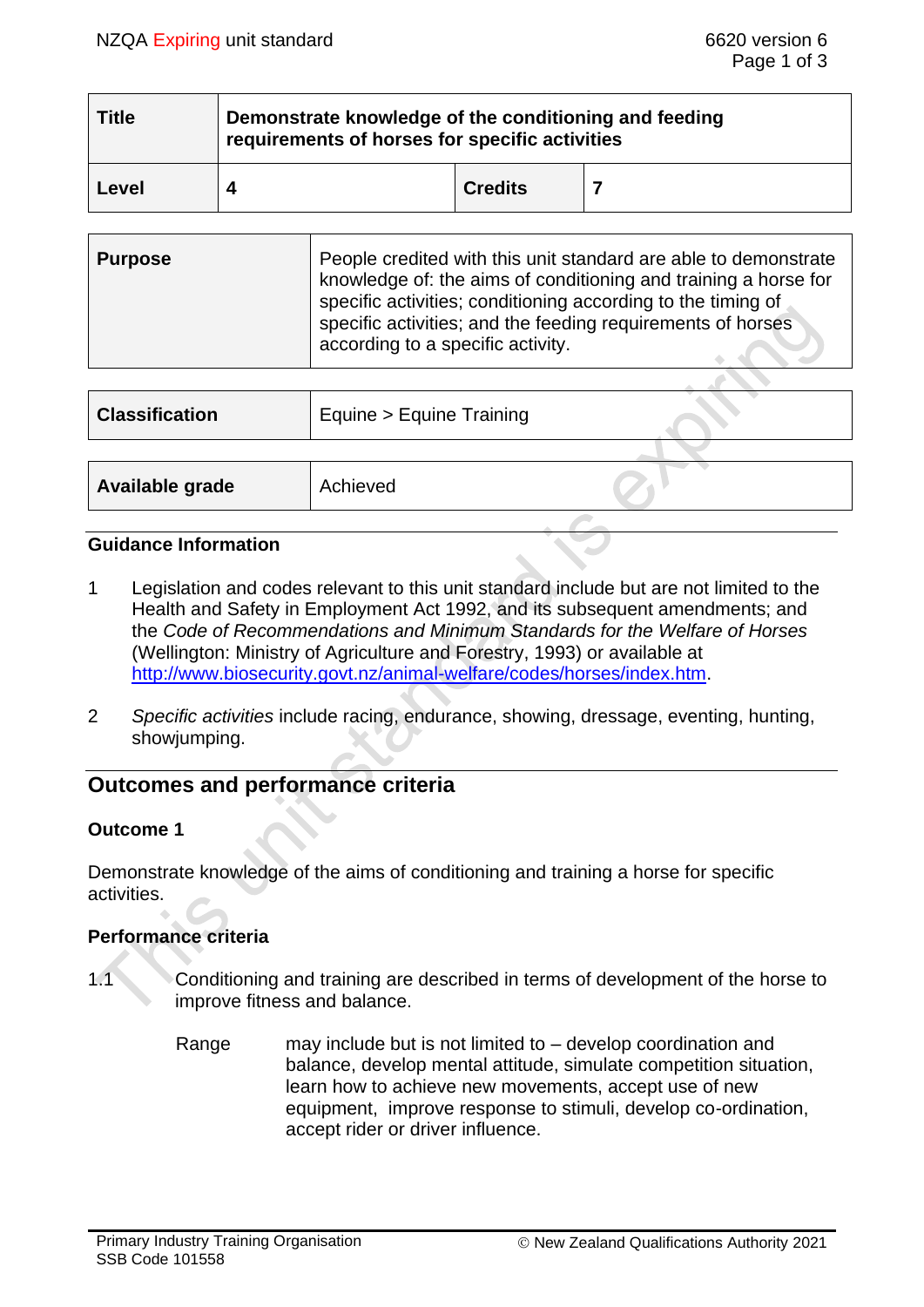| Title | Demonstrate knowledge of the conditioning and feeding requirements of horses for specific activities | | |
|---|---|---|---|
| **Level** | **4** | **Credits** | **7** |

| Purpose | People credited with this unit standard are able to demonstrate knowledge of: the aims of conditioning and training a horse for specific activities; conditioning according to the timing of specific activities; and the feeding requirements of horses according to a specific activity. |
|---|---|

| Classification | Equine > Equine Training |
|---|---|

| Available grade | Achieved |
|---|---|

## Guidance Information

1. Legislation and codes relevant to this unit standard include but are not limited to the Health and Safety in Employment Act 1992, and its subsequent amendments; and the *Code of Recommendations and Minimum Standards for the Welfare of Horses* (Wellington: Ministry of Agriculture and Forestry, 1993) or available at http://www.biosecurity.govt.nz/animal-welfare/codes/horses/index.htm.

2. *Specific activities* include racing, endurance, showing, dressage, eventing, hunting, showjumping.

## Outcomes and performance criteria

### Outcome 1

Demonstrate knowledge of the aims of conditioning and training a horse for specific activities.

### Performance criteria

1.1 Conditioning and training are described in terms of development of the horse to improve fitness and balance.

Range: may include but is not limited to – develop coordination and balance, develop mental attitude, simulate competition situation, learn how to achieve new movements, accept use of new equipment, improve response to stimuli, develop co-ordination, accept rider or driver influence.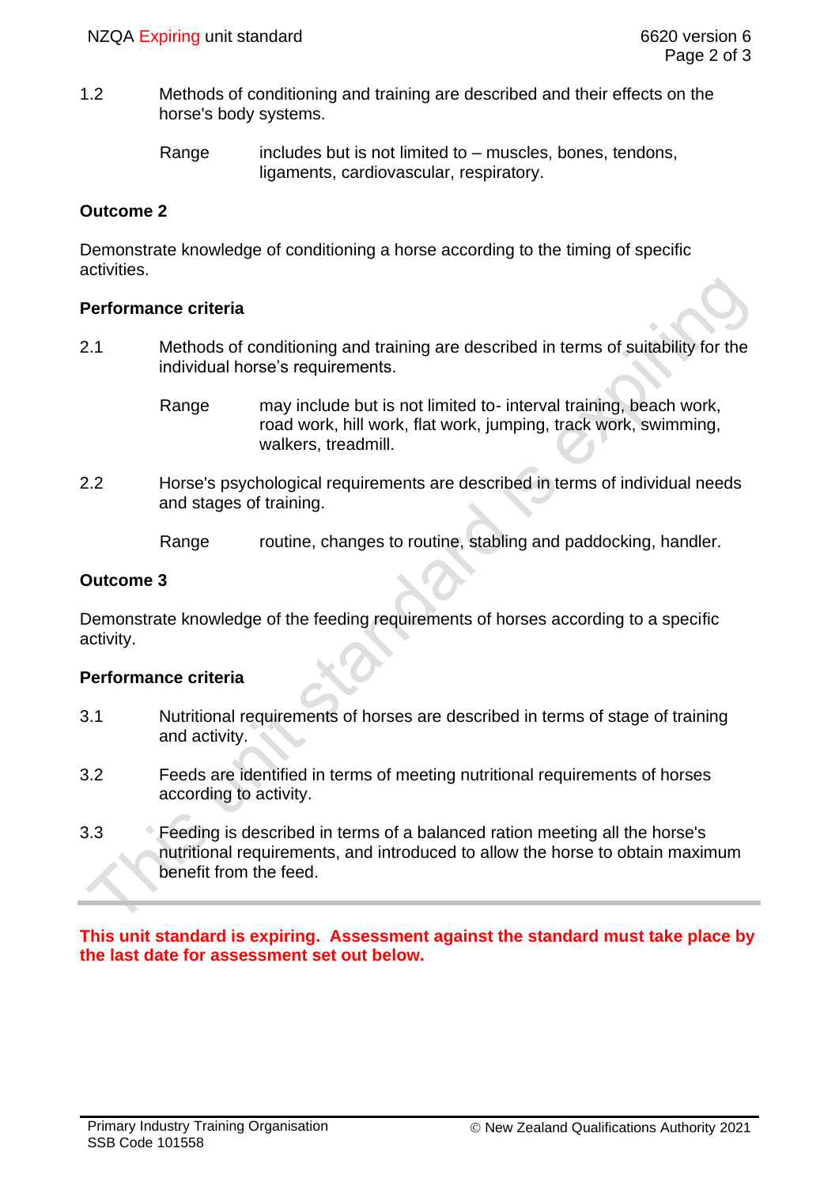1.2 Methods of conditioning and training are described and their effects on the horse's body systems.

Range includes but is not limited to – muscles, bones, tendons, ligaments, cardiovascular, respiratory.

**Outcome 2**

Demonstrate knowledge of conditioning a horse according to the timing of specific activities.

**Performance criteria**

2.1 Methods of conditioning and training are described in terms of suitability for the individual horse's requirements.

Range may include but is not limited to- interval training, beach work, road work, hill work, flat work, jumping, track work, swimming, walkers, treadmill.

2.2 Horse's psychological requirements are described in terms of individual needs and stages of training.

Range routine, changes to routine, stabling and paddocking, handler.

**Outcome 3**

Demonstrate knowledge of the feeding requirements of horses according to a specific activity.

**Performance criteria**

3.1 Nutritional requirements of horses are described in terms of stage of training and activity.

3.2 Feeds are identified in terms of meeting nutritional requirements of horses according to activity.

3.3 Feeding is described in terms of a balanced ration meeting all the horse's nutritional requirements, and introduced to allow the horse to obtain maximum benefit from the feed.

---

**This unit standard is expiring. Assessment against the standard must take place by the last date for assessment set out below.**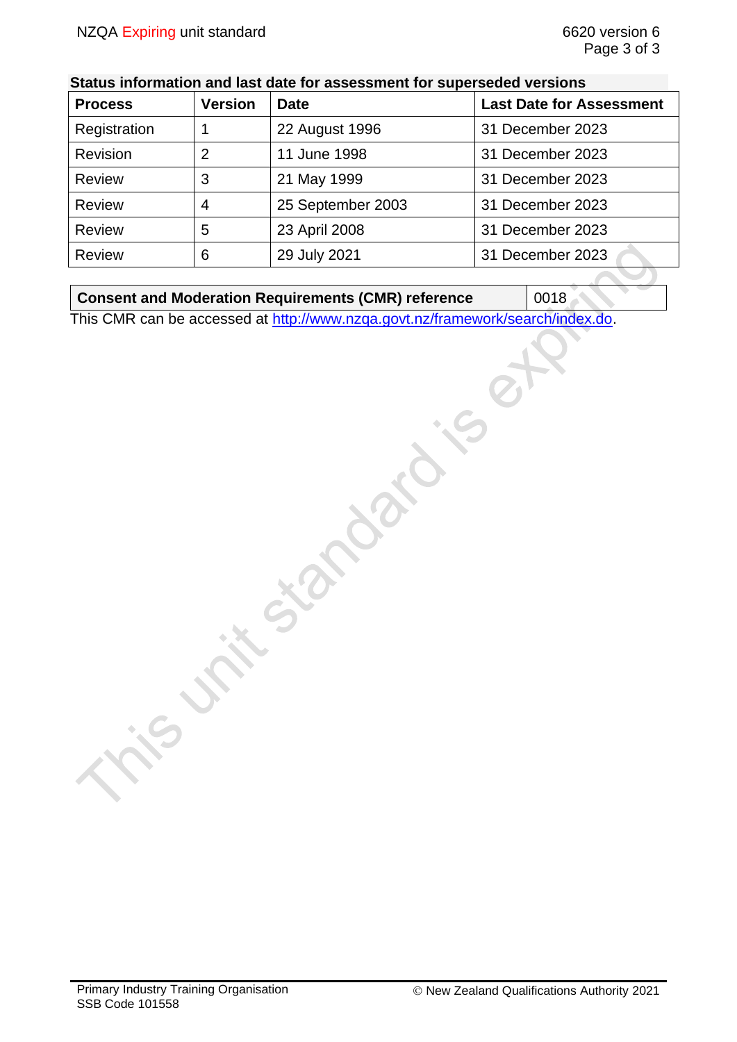**Status information and last date for assessment for superseded versions**

| Process | Version | Date | Last Date for Assessment |
|---|---|---|---|
| Registration | 1 | 22 August 1996 | 31 December 2023 |
| Revision | 2 | 11 June 1998 | 31 December 2023 |
| Review | 3 | 21 May 1999 | 31 December 2023 |
| Review | 4 | 25 September 2003 | 31 December 2023 |
| Review | 5 | 23 April 2008 | 31 December 2023 |
| Review | 6 | 29 July 2021 | 31 December 2023 |

| Consent and Moderation Requirements (CMR) reference | 0018 |
|---|---|

This CMR can be accessed at http://www.nzqa.govt.nz/framework/search/index.do.

This unit standard is expiring